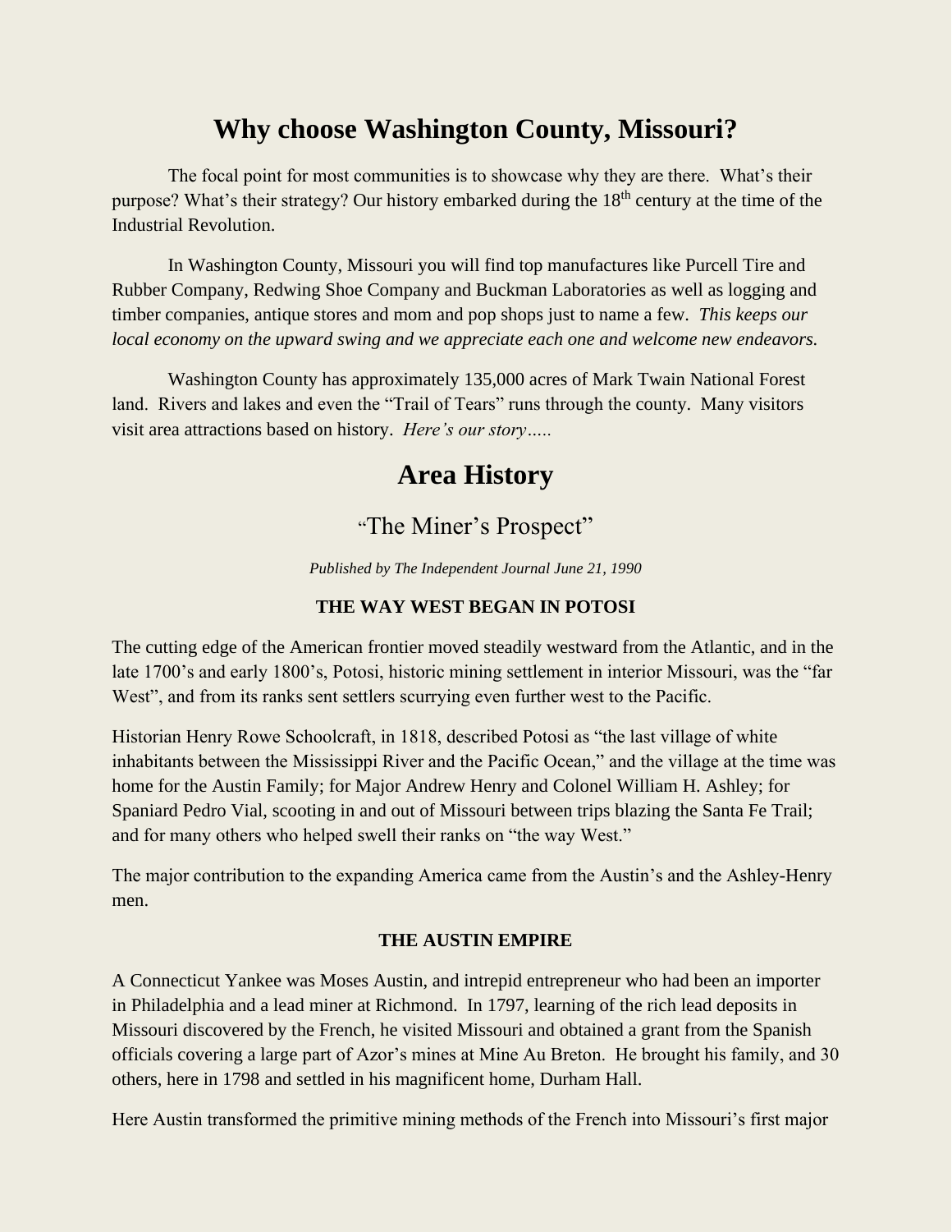# Why choose Washington County, Missouri?

The focal point for most communities is to showcase why they are there. What's their purpose? What's their strategy? Our history embarked during the 18th century at the time of the Industrial Revolution.

In Washington County, Missouri you will find top manufactures like Purcell Tire and Rubber Company, Redwing Shoe Company and Buckman Laboratories as well as logging and timber companies, antique stores and mom and pop shops just to name a few. *This keeps our local economy on the upward swing and we appreciate each one and welcome new endeavors.*

Washington County has approximately 135,000 acres of Mark Twain National Forest land. Rivers and lakes and even the "Trail of Tears" runs through the county. Many visitors visit area attractions based on history. *Here's our story…..*

# Area History

## "The Miner's Prospect"

*Published by The Independent Journal June 21, 1990*

### THE WAY WEST BEGAN IN POTOSI

The cutting edge of the American frontier moved steadily westward from the Atlantic, and in the late 1700's and early 1800's, Potosi, historic mining settlement in interior Missouri, was the "far West", and from its ranks sent settlers scurrying even further west to the Pacific.

Historian Henry Rowe Schoolcraft, in 1818, described Potosi as "the last village of white inhabitants between the Mississippi River and the Pacific Ocean," and the village at the time was home for the Austin Family; for Major Andrew Henry and Colonel William H. Ashley; for Spaniard Pedro Vial, scooting in and out of Missouri between trips blazing the Santa Fe Trail; and for many others who helped swell their ranks on "the way West."

The major contribution to the expanding America came from the Austin's and the Ashley-Henry men.

### THE AUSTIN EMPIRE

A Connecticut Yankee was Moses Austin, and intrepid entrepreneur who had been an importer in Philadelphia and a lead miner at Richmond. In 1797, learning of the rich lead deposits in Missouri discovered by the French, he visited Missouri and obtained a grant from the Spanish officials covering a large part of Azor's mines at Mine Au Breton. He brought his family, and 30 others, here in 1798 and settled in his magnificent home, Durham Hall.

Here Austin transformed the primitive mining methods of the French into Missouri's first major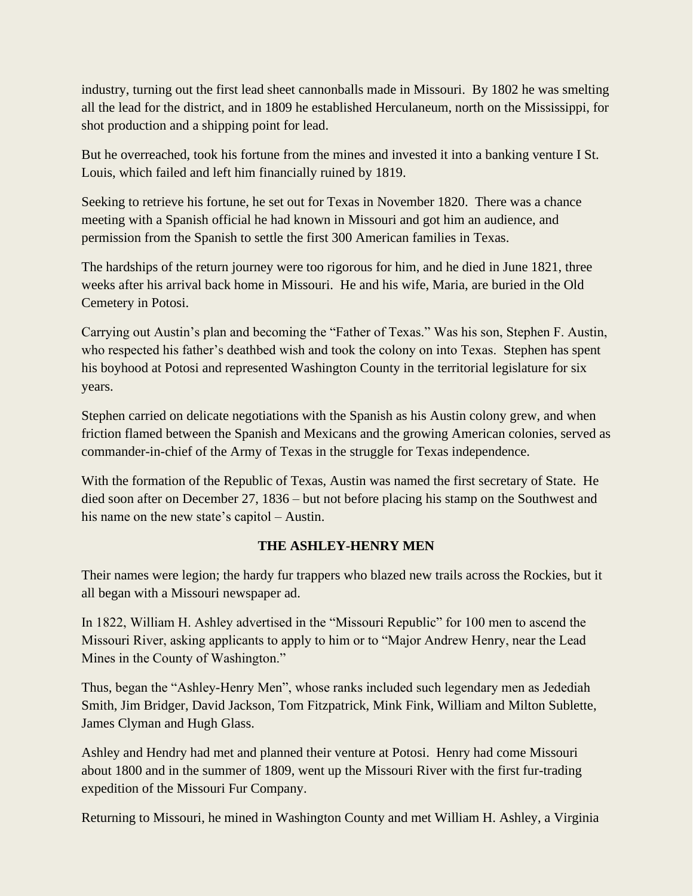industry, turning out the first lead sheet cannonballs made in Missouri. By 1802 he was smelting all the lead for the district, and in 1809 he established Herculaneum, north on the Mississippi, for shot production and a shipping point for lead.

But he overreached, took his fortune from the mines and invested it into a banking venture I St. Louis, which failed and left him financially ruined by 1819.

Seeking to retrieve his fortune, he set out for Texas in November 1820. There was a chance meeting with a Spanish official he had known in Missouri and got him an audience, and permission from the Spanish to settle the first 300 American families in Texas.

The hardships of the return journey were too rigorous for him, and he died in June 1821, three weeks after his arrival back home in Missouri. He and his wife, Maria, are buried in the Old Cemetery in Potosi.

Carrying out Austin's plan and becoming the "Father of Texas." Was his son, Stephen F. Austin, who respected his father's deathbed wish and took the colony on into Texas. Stephen has spent his boyhood at Potosi and represented Washington County in the territorial legislature for six years.

Stephen carried on delicate negotiations with the Spanish as his Austin colony grew, and when friction flamed between the Spanish and Mexicans and the growing American colonies, served as commander-in-chief of the Army of Texas in the struggle for Texas independence.

With the formation of the Republic of Texas, Austin was named the first secretary of State. He died soon after on December 27, 1836 – but not before placing his stamp on the Southwest and his name on the new state's capitol – Austin.

## THE ASHLEY-HENRY MEN

Their names were legion; the hardy fur trappers who blazed new trails across the Rockies, but it all began with a Missouri newspaper ad.

In 1822, William H. Ashley advertised in the "Missouri Republic" for 100 men to ascend the Missouri River, asking applicants to apply to him or to "Major Andrew Henry, near the Lead Mines in the County of Washington."

Thus, began the "Ashley-Henry Men", whose ranks included such legendary men as Jedediah Smith, Jim Bridger, David Jackson, Tom Fitzpatrick, Mink Fink, William and Milton Sublette, James Clyman and Hugh Glass.

Ashley and Hendry had met and planned their venture at Potosi. Henry had come Missouri about 1800 and in the summer of 1809, went up the Missouri River with the first fur-trading expedition of the Missouri Fur Company.

Returning to Missouri, he mined in Washington County and met William H. Ashley, a Virginia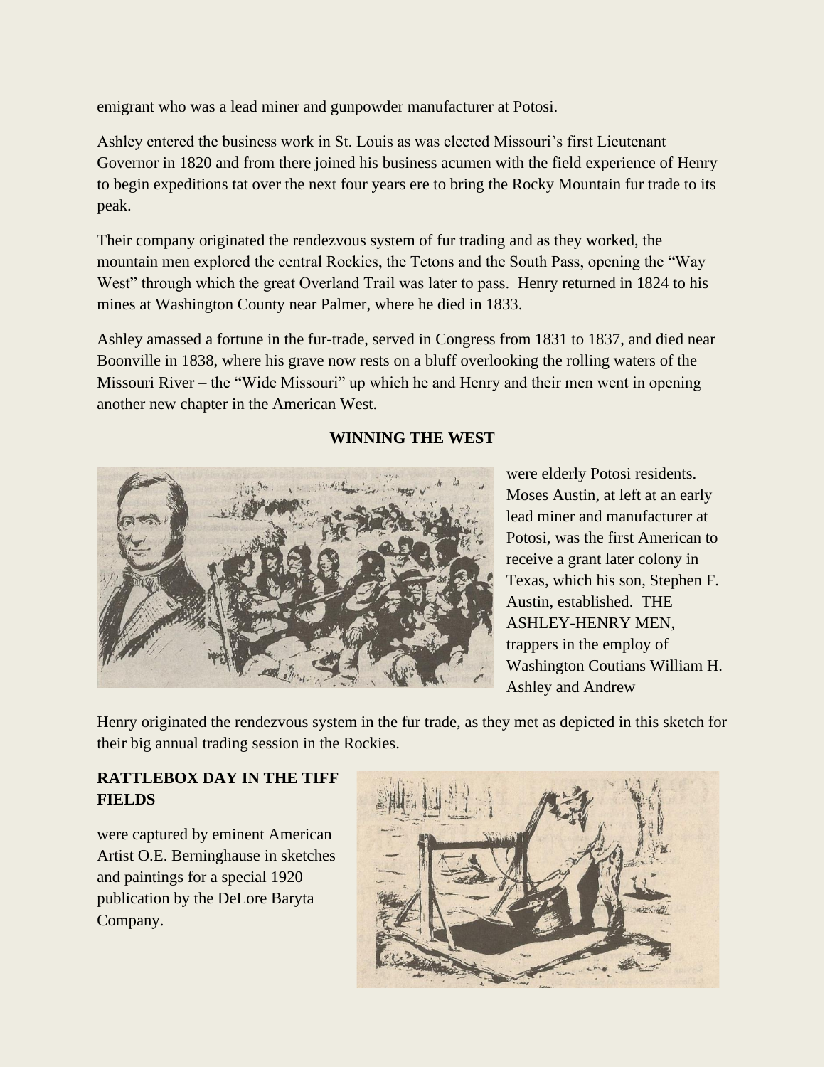emigrant who was a lead miner and gunpowder manufacturer at Potosi.

Ashley entered the business work in St. Louis as was elected Missouri's first Lieutenant Governor in 1820 and from there joined his business acumen with the field experience of Henry to begin expeditions tat over the next four years ere to bring the Rocky Mountain fur trade to its peak.

Their company originated the rendezvous system of fur trading and as they worked, the mountain men explored the central Rockies, the Tetons and the South Pass, opening the "Way West" through which the great Overland Trail was later to pass. Henry returned in 1824 to his mines at Washington County near Palmer, where he died in 1833.

Ashley amassed a fortune in the fur-trade, served in Congress from 1831 to 1837, and died near Boonville in 1838, where his grave now rests on a bluff overlooking the rolling waters of the Missouri River – the "Wide Missouri" up which he and Henry and their men went in opening another new chapter in the American West.

**WINNING THE WEST**

were elderly Potosi residents. Moses Austin, at left at an early lead miner and manufacturer at Potosi, was the first American to receive a grant later colony in Texas, which his son, Stephen F. Austin, established. THE ASHLEY-HENRY MEN, trappers in the employ of Washington Coutians William H. Ashley and Andrew Henry originated the rendezvous system in the fur trade, as they met as depicted in this sketch for their big annual trading session in the Rockies.

**RATTLEBOX DAY IN THE TIFF FIELDS**

were captured by eminent American Artist O.E. Berninghause in sketches and paintings for a special 1920 publication by the DeLore Baryta Company.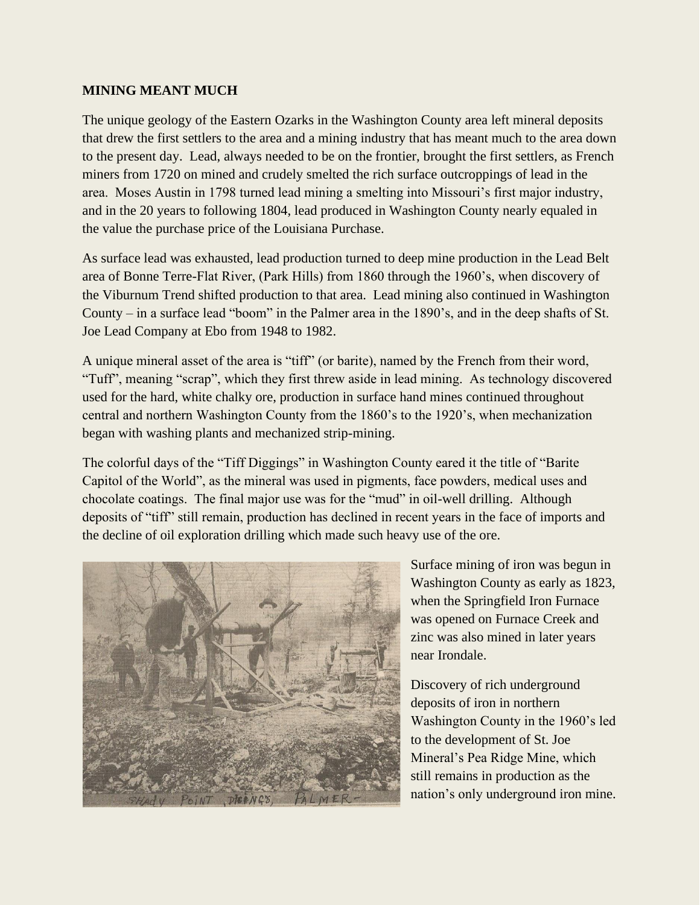**MINING MEANT MUCH**

The unique geology of the Eastern Ozarks in the Washington County area left mineral deposits that drew the first settlers to the area and a mining industry that has meant much to the area down to the present day. Lead, always needed to be on the frontier, brought the first settlers, as French miners from 1720 on mined and crudely smelted the rich surface outcroppings of lead in the area. Moses Austin in 1798 turned lead mining a smelting into Missouri's first major industry, and in the 20 years to following 1804, lead produced in Washington County nearly equaled in the value the purchase price of the Louisiana Purchase.

As surface lead was exhausted, lead production turned to deep mine production in the Lead Belt area of Bonne Terre-Flat River, (Park Hills) from 1860 through the 1960's, when discovery of the Viburnum Trend shifted production to that area. Lead mining also continued in Washington County – in a surface lead "boom" in the Palmer area in the 1890's, and in the deep shafts of St. Joe Lead Company at Ebo from 1948 to 1982.

A unique mineral asset of the area is "tiff" (or barite), named by the French from their word, "Tuff", meaning "scrap", which they first threw aside in lead mining. As technology discovered used for the hard, white chalky ore, production in surface hand mines continued throughout central and northern Washington County from the 1860's to the 1920's, when mechanization began with washing plants and mechanized strip-mining.

The colorful days of the "Tiff Diggings" in Washington County eared it the title of "Barite Capitol of the World", as the mineral was used in pigments, face powders, medical uses and chocolate coatings. The final major use was for the "mud" in oil-well drilling. Although deposits of "tiff" still remain, production has declined in recent years in the face of imports and the decline of oil exploration drilling which made such heavy use of the ore.

Surface mining of iron was begun in Washington County as early as 1823, when the Springfield Iron Furnace was opened on Furnace Creek and zinc was also mined in later years near Irondale.

Discovery of rich underground deposits of iron in northern Washington County in the 1960's led to the development of St. Joe Mineral's Pea Ridge Mine, which still remains in production as the nation's only underground iron mine.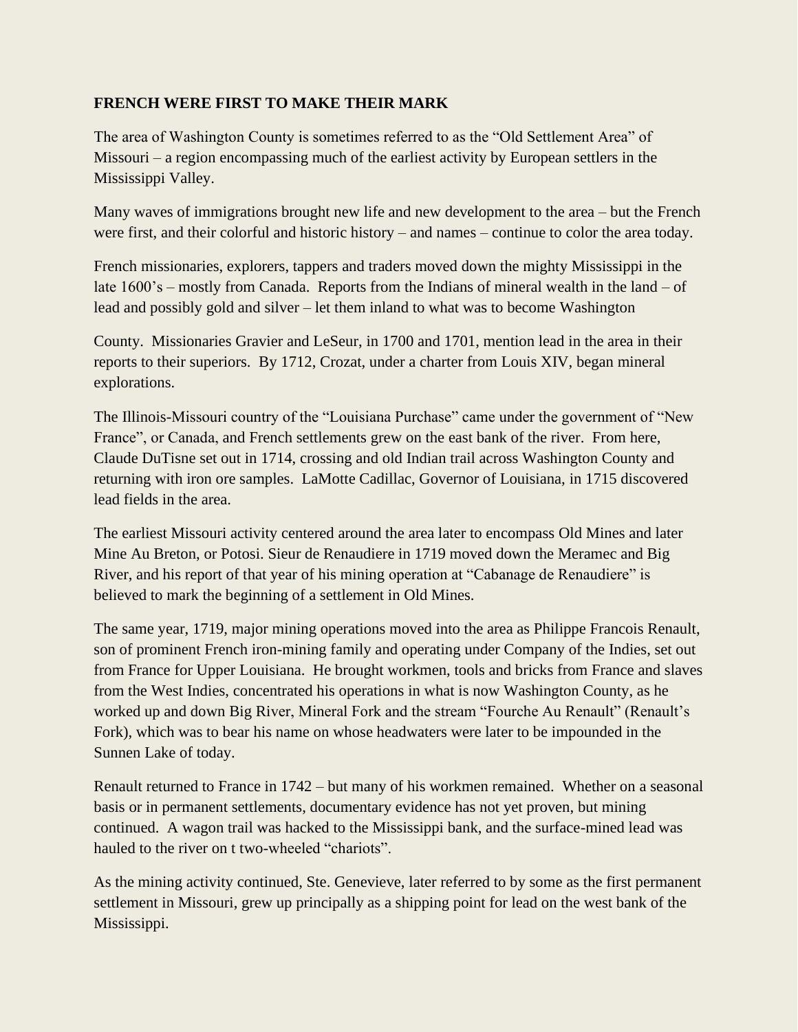**FRENCH WERE FIRST TO MAKE THEIR MARK**

The area of Washington County is sometimes referred to as the "Old Settlement Area" of Missouri – a region encompassing much of the earliest activity by European settlers in the Mississippi Valley.

Many waves of immigrations brought new life and new development to the area – but the French were first, and their colorful and historic history – and names – continue to color the area today.

French missionaries, explorers, tappers and traders moved down the mighty Mississippi in the late 1600's – mostly from Canada. Reports from the Indians of mineral wealth in the land – of lead and possibly gold and silver – let them inland to what was to become Washington

County. Missionaries Gravier and LeSeur, in 1700 and 1701, mention lead in the area in their reports to their superiors. By 1712, Crozat, under a charter from Louis XIV, began mineral explorations.

The Illinois-Missouri country of the "Louisiana Purchase" came under the government of "New France", or Canada, and French settlements grew on the east bank of the river. From here, Claude DuTisne set out in 1714, crossing and old Indian trail across Washington County and returning with iron ore samples. LaMotte Cadillac, Governor of Louisiana, in 1715 discovered lead fields in the area.

The earliest Missouri activity centered around the area later to encompass Old Mines and later Mine Au Breton, or Potosi. Sieur de Renaudiere in 1719 moved down the Meramec and Big River, and his report of that year of his mining operation at "Cabanage de Renaudiere" is believed to mark the beginning of a settlement in Old Mines.

The same year, 1719, major mining operations moved into the area as Philippe Francois Renault, son of prominent French iron-mining family and operating under Company of the Indies, set out from France for Upper Louisiana. He brought workmen, tools and bricks from France and slaves from the West Indies, concentrated his operations in what is now Washington County, as he worked up and down Big River, Mineral Fork and the stream "Fourche Au Renault" (Renault's Fork), which was to bear his name on whose headwaters were later to be impounded in the Sunnen Lake of today.

Renault returned to France in 1742 – but many of his workmen remained. Whether on a seasonal basis or in permanent settlements, documentary evidence has not yet proven, but mining continued. A wagon trail was hacked to the Mississippi bank, and the surface-mined lead was hauled to the river on t two-wheeled "chariots".

As the mining activity continued, Ste. Genevieve, later referred to by some as the first permanent settlement in Missouri, grew up principally as a shipping point for lead on the west bank of the Mississippi.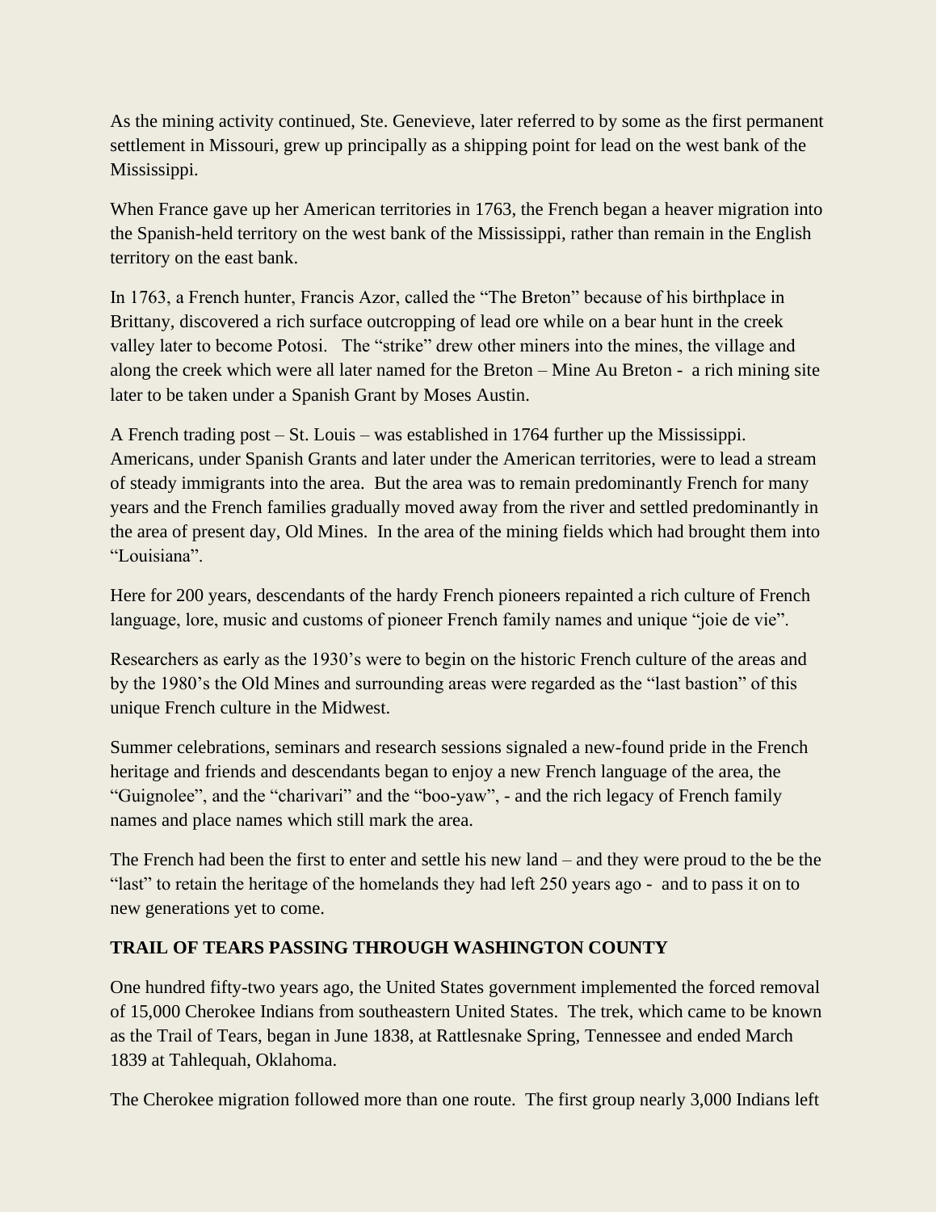As the mining activity continued, Ste. Genevieve, later referred to by some as the first permanent settlement in Missouri, grew up principally as a shipping point for lead on the west bank of the Mississippi.

When France gave up her American territories in 1763, the French began a heaver migration into the Spanish-held territory on the west bank of the Mississippi, rather than remain in the English territory on the east bank.

In 1763, a French hunter, Francis Azor, called the "The Breton" because of his birthplace in Brittany, discovered a rich surface outcropping of lead ore while on a bear hunt in the creek valley later to become Potosi. The "strike" drew other miners into the mines, the village and along the creek which were all later named for the Breton – Mine Au Breton - a rich mining site later to be taken under a Spanish Grant by Moses Austin.

A French trading post – St. Louis – was established in 1764 further up the Mississippi. Americans, under Spanish Grants and later under the American territories, were to lead a stream of steady immigrants into the area. But the area was to remain predominantly French for many years and the French families gradually moved away from the river and settled predominantly in the area of present day, Old Mines. In the area of the mining fields which had brought them into "Louisiana".

Here for 200 years, descendants of the hardy French pioneers repainted a rich culture of French language, lore, music and customs of pioneer French family names and unique "joie de vie".

Researchers as early as the 1930's were to begin on the historic French culture of the areas and by the 1980's the Old Mines and surrounding areas were regarded as the "last bastion" of this unique French culture in the Midwest.

Summer celebrations, seminars and research sessions signaled a new-found pride in the French heritage and friends and descendants began to enjoy a new French language of the area, the "Guignolee", and the "charivari" and the "boo-yaw", - and the rich legacy of French family names and place names which still mark the area.

The French had been the first to enter and settle his new land – and they were proud to the be the "last" to retain the heritage of the homelands they had left 250 years ago - and to pass it on to new generations yet to come.

**TRAIL OF TEARS PASSING THROUGH WASHINGTON COUNTY**

One hundred fifty-two years ago, the United States government implemented the forced removal of 15,000 Cherokee Indians from southeastern United States. The trek, which came to be known as the Trail of Tears, began in June 1838, at Rattlesnake Spring, Tennessee and ended March 1839 at Tahlequah, Oklahoma.

The Cherokee migration followed more than one route. The first group nearly 3,000 Indians left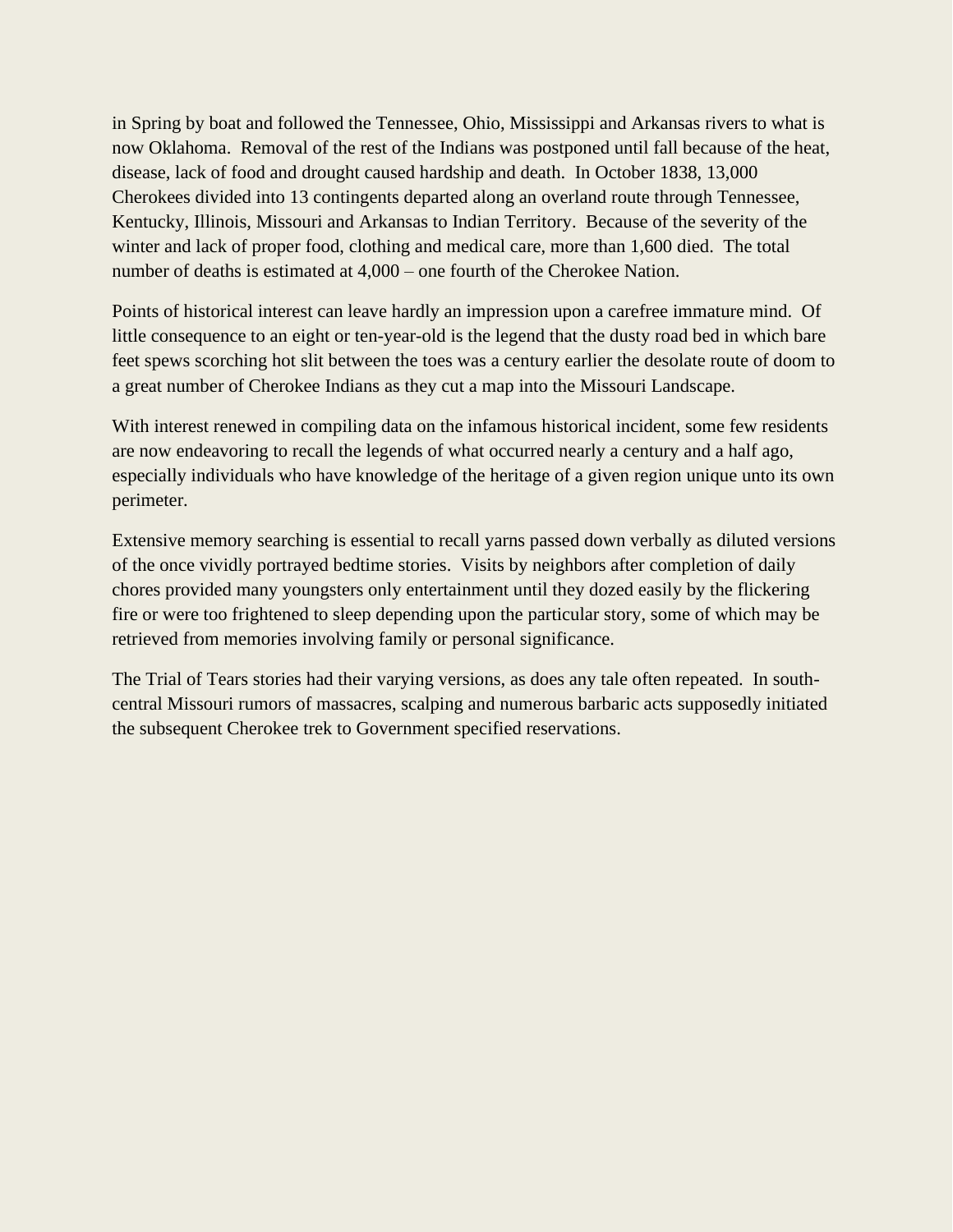in Spring by boat and followed the Tennessee, Ohio, Mississippi and Arkansas rivers to what is now Oklahoma. Removal of the rest of the Indians was postponed until fall because of the heat, disease, lack of food and drought caused hardship and death. In October 1838, 13,000 Cherokees divided into 13 contingents departed along an overland route through Tennessee, Kentucky, Illinois, Missouri and Arkansas to Indian Territory. Because of the severity of the winter and lack of proper food, clothing and medical care, more than 1,600 died. The total number of deaths is estimated at 4,000 – one fourth of the Cherokee Nation.

Points of historical interest can leave hardly an impression upon a carefree immature mind. Of little consequence to an eight or ten-year-old is the legend that the dusty road bed in which bare feet spews scorching hot slit between the toes was a century earlier the desolate route of doom to a great number of Cherokee Indians as they cut a map into the Missouri Landscape.

With interest renewed in compiling data on the infamous historical incident, some few residents are now endeavoring to recall the legends of what occurred nearly a century and a half ago, especially individuals who have knowledge of the heritage of a given region unique unto its own perimeter.

Extensive memory searching is essential to recall yarns passed down verbally as diluted versions of the once vividly portrayed bedtime stories. Visits by neighbors after completion of daily chores provided many youngsters only entertainment until they dozed easily by the flickering fire or were too frightened to sleep depending upon the particular story, some of which may be retrieved from memories involving family or personal significance.

The Trial of Tears stories had their varying versions, as does any tale often repeated. In south-central Missouri rumors of massacres, scalping and numerous barbaric acts supposedly initiated the subsequent Cherokee trek to Government specified reservations.